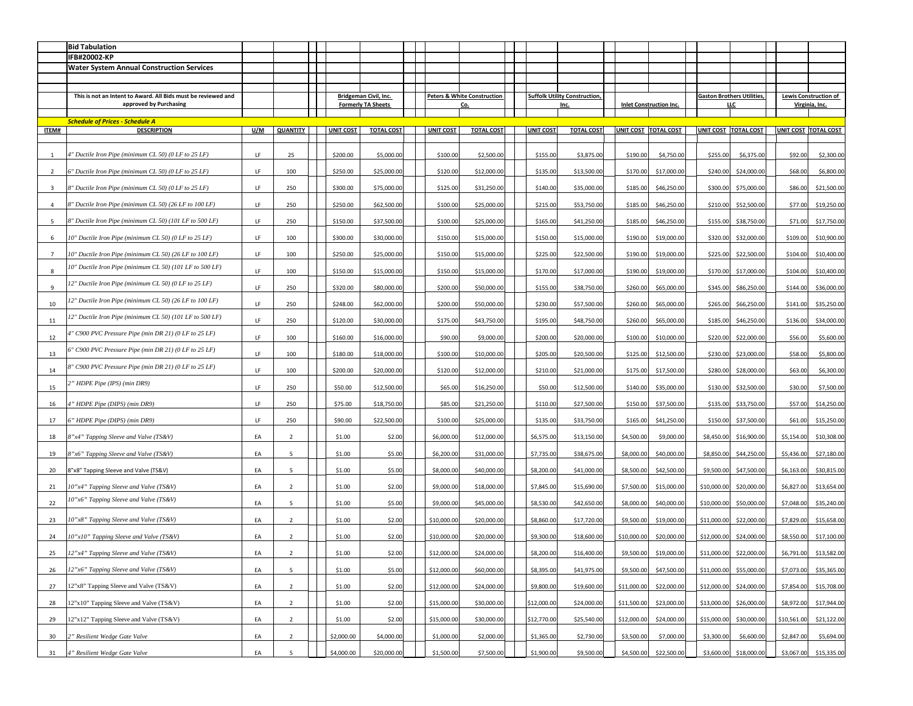**Bid Tabulation**

**IFB#20002-KP**

**Water System Annual Construction Services**

**This is not an Intent to Award. All Bids must be reviewed and approved by Purchasing**

***Schedule of Prices - Schedule A***

| | | | | Bridgeman Civil, Inc. Formerly TA Sheets | | Peters & White Construction Co. | | Suffolk Utility Construction, Inc. | | Inlet Construction Inc. | | Gaston Brothers Utilities, LLC | | Lewis Construction of Virginia, Inc. | |
|---|---|---|---|---|---|---|---|---|---|---|---|---|---|---|---|
| ITEM# | DESCRIPTION | U/M | QUANTITY | UNIT COST | TOTAL COST | UNIT COST | TOTAL COST | UNIT COST | TOTAL COST | UNIT COST | TOTAL COST | UNIT COST | TOTAL COST | UNIT COST | TOTAL COST |
| 1 | 4" Ductile Iron Pipe (minimum CL 50) (0 LF to 25 LF) | LF | 25 | $200.00 | $5,000.00 | $100.00 | $2,500.00 | $155.00 | $3,875.00 | $190.00 | $4,750.00 | $255.00 | $6,375.00 | $92.00 | $2,300.00 |
| 2 | 6" Ductile Iron Pipe (minimum CL 50) (0 LF to 25 LF) | LF | 100 | $250.00 | $25,000.00 | $120.00 | $12,000.00 | $135.00 | $13,500.00 | $170.00 | $17,000.00 | $240.00 | $24,000.00 | $68.00 | $6,800.00 |
| 3 | 8" Ductile Iron Pipe (minimum CL 50) (0 LF to 25 LF) | LF | 250 | $300.00 | $75,000.00 | $125.00 | $31,250.00 | $140.00 | $35,000.00 | $185.00 | $46,250.00 | $300.00 | $75,000.00 | $86.00 | $21,500.00 |
| 4 | 8" Ductile Iron Pipe (minimum CL 50) (26 LF to 100 LF) | LF | 250 | $250.00 | $62,500.00 | $100.00 | $25,000.00 | $215.00 | $53,750.00 | $185.00 | $46,250.00 | $210.00 | $52,500.00 | $77.00 | $19,250.00 |
| 5 | 8" Ductile Iron Pipe (minimum CL 50) (101 LF to 500 LF) | LF | 250 | $150.00 | $37,500.00 | $100.00 | $25,000.00 | $165.00 | $41,250.00 | $185.00 | $46,250.00 | $155.00 | $38,750.00 | $71.00 | $17,750.00 |
| 6 | 10" Ductile Iron Pipe (minimum CL 50) (0 LF to 25 LF) | LF | 100 | $300.00 | $30,000.00 | $150.00 | $15,000.00 | $150.00 | $15,000.00 | $190.00 | $19,000.00 | $320.00 | $32,000.00 | $109.00 | $10,900.00 |
| 7 | 10" Ductile Iron Pipe (minimum CL 50) (26 LF to 100 LF) | LF | 100 | $250.00 | $25,000.00 | $150.00 | $15,000.00 | $225.00 | $22,500.00 | $190.00 | $19,000.00 | $225.00 | $22,500.00 | $104.00 | $10,400.00 |
| 8 | 10" Ductile Iron Pipe (minimum CL 50) (101 LF to 500 LF) | LF | 100 | $150.00 | $15,000.00 | $150.00 | $15,000.00 | $170.00 | $17,000.00 | $190.00 | $19,000.00 | $170.00 | $17,000.00 | $104.00 | $10,400.00 |
| 9 | 12" Ductile Iron Pipe (minimum CL 50) (0 LF to 25 LF) | LF | 250 | $320.00 | $80,000.00 | $200.00 | $50,000.00 | $155.00 | $38,750.00 | $260.00 | $65,000.00 | $345.00 | $86,250.00 | $144.00 | $36,000.00 |
| 10 | 12" Ductile Iron Pipe (minimum CL 50) (26 LF to 100 LF) | LF | 250 | $248.00 | $62,000.00 | $200.00 | $50,000.00 | $230.00 | $57,500.00 | $260.00 | $65,000.00 | $265.00 | $66,250.00 | $141.00 | $35,250.00 |
| 11 | 12" Ductile Iron Pipe (minimum CL 50) (101 LF to 500 LF) | LF | 250 | $120.00 | $30,000.00 | $175.00 | $43,750.00 | $195.00 | $48,750.00 | $260.00 | $65,000.00 | $185.00 | $46,250.00 | $136.00 | $34,000.00 |
| 12 | 4" C900 PVC Pressure Pipe (min DR 21) (0 LF to 25 LF) | LF | 100 | $160.00 | $16,000.00 | $90.00 | $9,000.00 | $200.00 | $20,000.00 | $100.00 | $10,000.00 | $220.00 | $22,000.00 | $56.00 | $5,600.00 |
| 13 | 6" C900 PVC Pressure Pipe (min DR 21) (0 LF to 25 LF) | LF | 100 | $180.00 | $18,000.00 | $100.00 | $10,000.00 | $205.00 | $20,500.00 | $125.00 | $12,500.00 | $230.00 | $23,000.00 | $58.00 | $5,800.00 |
| 14 | 8" C900 PVC Pressure Pipe (min DR 21) (0 LF to 25 LF) | LF | 100 | $200.00 | $20,000.00 | $120.00 | $12,000.00 | $210.00 | $21,000.00 | $175.00 | $17,500.00 | $280.00 | $28,000.00 | $63.00 | $6,300.00 |
| 15 | 2" HDPE Pipe (IPS) (min DR9) | LF | 250 | $50.00 | $12,500.00 | $65.00 | $16,250.00 | $50.00 | $12,500.00 | $140.00 | $35,000.00 | $130.00 | $32,500.00 | $30.00 | $7,500.00 |
| 16 | 4" HDPE Pipe (DIPS) (min DR9) | LF | 250 | $75.00 | $18,750.00 | $85.00 | $21,250.00 | $110.00 | $27,500.00 | $150.00 | $37,500.00 | $135.00 | $33,750.00 | $57.00 | $14,250.00 |
| 17 | 6" HDPE Pipe (DIPS) (min DR9) | LF | 250 | $90.00 | $22,500.00 | $100.00 | $25,000.00 | $135.00 | $33,750.00 | $165.00 | $41,250.00 | $150.00 | $37,500.00 | $61.00 | $15,250.00 |
| 18 | 8"x4" Tapping Sleeve and Valve (TS&V) | EA | 2 | $1.00 | $2.00 | $6,000.00 | $12,000.00 | $6,575.00 | $13,150.00 | $4,500.00 | $9,000.00 | $8,450.00 | $16,900.00 | $5,154.00 | $10,308.00 |
| 19 | 8"x6" Tapping Sleeve and Valve (TS&V) | EA | 5 | $1.00 | $5.00 | $6,200.00 | $31,000.00 | $7,735.00 | $38,675.00 | $8,000.00 | $40,000.00 | $8,850.00 | $44,250.00 | $5,436.00 | $27,180.00 |
| 20 | 8"x8" Tapping Sleeve and Valve (TS&V) | EA | 5 | $1.00 | $5.00 | $8,000.00 | $40,000.00 | $8,200.00 | $41,000.00 | $8,500.00 | $42,500.00 | $9,500.00 | $47,500.00 | $6,163.00 | $30,815.00 |
| 21 | 10"x4" Tapping Sleeve and Valve (TS&V) | EA | 2 | $1.00 | $2.00 | $9,000.00 | $18,000.00 | $7,845.00 | $15,690.00 | $7,500.00 | $15,000.00 | $10,000.00 | $20,000.00 | $6,827.00 | $13,654.00 |
| 22 | 10"x6" Tapping Sleeve and Valve (TS&V) | EA | 5 | $1.00 | $5.00 | $9,000.00 | $45,000.00 | $8,530.00 | $42,650.00 | $8,000.00 | $40,000.00 | $10,000.00 | $50,000.00 | $7,048.00 | $35,240.00 |
| 23 | 10"x8" Tapping Sleeve and Valve (TS&V) | EA | 2 | $1.00 | $2.00 | $10,000.00 | $20,000.00 | $8,860.00 | $17,720.00 | $9,500.00 | $19,000.00 | $11,000.00 | $22,000.00 | $7,829.00 | $15,658.00 |
| 24 | 10"x10" Tapping Sleeve and Valve (TS&V) | EA | 2 | $1.00 | $2.00 | $10,000.00 | $20,000.00 | $9,300.00 | $18,600.00 | $10,000.00 | $20,000.00 | $12,000.00 | $24,000.00 | $8,550.00 | $17,100.00 |
| 25 | 12"x4" Tapping Sleeve and Valve (TS&V) | EA | 2 | $1.00 | $2.00 | $12,000.00 | $24,000.00 | $8,200.00 | $16,400.00 | $9,500.00 | $19,000.00 | $11,000.00 | $22,000.00 | $6,791.00 | $13,582.00 |
| 26 | 12"x6" Tapping Sleeve and Valve (TS&V) | EA | 5 | $1.00 | $5.00 | $12,000.00 | $60,000.00 | $8,395.00 | $41,975.00 | $9,500.00 | $47,500.00 | $11,000.00 | $55,000.00 | $7,073.00 | $35,365.00 |
| 27 | 12"x8" Tapping Sleeve and Valve (TS&V) | EA | 2 | $1.00 | $2.00 | $12,000.00 | $24,000.00 | $9,800.00 | $19,600.00 | $11,000.00 | $22,000.00 | $12,000.00 | $24,000.00 | $7,854.00 | $15,708.00 |
| 28 | 12"x10" Tapping Sleeve and Valve (TS&V) | EA | 2 | $1.00 | $2.00 | $15,000.00 | $30,000.00 | $12,000.00 | $24,000.00 | $11,500.00 | $23,000.00 | $13,000.00 | $26,000.00 | $8,972.00 | $17,944.00 |
| 29 | 12"x12" Tapping Sleeve and Valve (TS&V) | EA | 2 | $1.00 | $2.00 | $15,000.00 | $30,000.00 | $12,770.00 | $25,540.00 | $12,000.00 | $24,000.00 | $15,000.00 | $30,000.00 | $10,561.00 | $21,122.00 |
| 30 | 2" Resilient Wedge Gate Valve | EA | 2 | $2,000.00 | $4,000.00 | $1,000.00 | $2,000.00 | $1,365.00 | $2,730.00 | $3,500.00 | $7,000.00 | $3,300.00 | $6,600.00 | $2,847.00 | $5,694.00 |
| 31 | 4" Resilient Wedge Gate Valve | EA | 5 | $4,000.00 | $20,000.00 | $1,500.00 | $7,500.00 | $1,900.00 | $9,500.00 | $4,500.00 | $22,500.00 | $3,600.00 | $18,000.00 | $3,067.00 | $15,335.00 |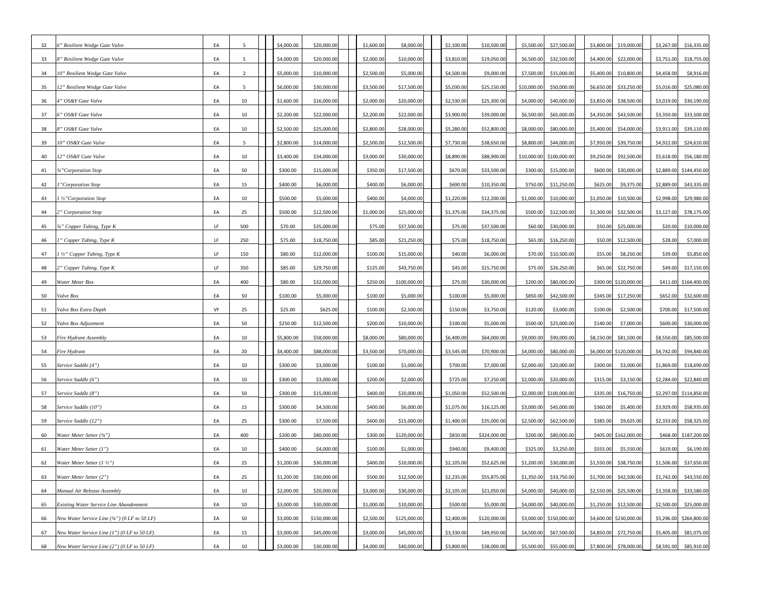| 32 | 6" Resilient Wedge Gate Valve | EA | 5 | $4,000.00 | $20,000.00 | $1,600.00 | $8,000.00 | $2,100.00 | $10,500.00 | $5,500.00 | $27,500.00 | $3,800.00 | $19,000.00 | $3,267.00 | $16,335.00 |
|---|---|---|---|---|---|---|---|---|---|---|---|---|---|---|---|
| 33 | 8" Resilient Wedge Gate Valve | EA | 5 | $4,000.00 | $20,000.00 | $2,000.00 | $10,000.00 | $3,810.00 | $19,050.00 | $6,500.00 | $32,500.00 | $4,400.00 | $22,000.00 | $3,751.00 | $18,755.00 |
| 34 | 10" Resilient Wedge Gate Valve | EA | 2 | $5,000.00 | $10,000.00 | $2,500.00 | $5,000.00 | $4,500.00 | $9,000.00 | $7,500.00 | $15,000.00 | $5,400.00 | $10,800.00 | $4,458.00 | $8,916.00 |
| 35 | 12" Resilient Wedge Gate Valve | EA | 5 | $6,000.00 | $30,000.00 | $3,500.00 | $17,500.00 | $5,030.00 | $25,150.00 | $10,000.00 | $50,000.00 | $6,650.00 | $33,250.00 | $5,016.00 | $25,080.00 |
| 36 | 4" OS&Y Gate Valve | EA | 10 | $1,600.00 | $16,000.00 | $2,000.00 | $20,000.00 | $2,530.00 | $25,300.00 | $4,000.00 | $40,000.00 | $3,850.00 | $38,500.00 | $3,019.00 | $30,190.00 |
| 37 | 6" OS&Y Gate Valve | EA | 10 | $2,200.00 | $22,000.00 | $2,200.00 | $22,000.00 | $3,900.00 | $39,000.00 | $6,500.00 | $65,000.00 | $4,350.00 | $43,500.00 | $3,350.00 | $33,500.00 |
| 38 | 8" OS&Y Gate Valve | EA | 10 | $2,500.00 | $25,000.00 | $2,800.00 | $28,000.00 | $5,280.00 | $52,800.00 | $8,000.00 | $80,000.00 | $5,400.00 | $54,000.00 | $3,911.00 | $39,110.00 |
| 39 | 10" OS&Y Gate Valve | EA | 5 | $2,800.00 | $14,000.00 | $2,500.00 | $12,500.00 | $7,730.00 | $38,650.00 | $8,800.00 | $44,000.00 | $7,950.00 | $39,750.00 | $4,922.00 | $24,610.00 |
| 40 | 12" OS&Y Gate Valve | EA | 10 | $3,400.00 | $34,000.00 | $3,000.00 | $30,000.00 | $8,890.00 | $88,900.00 | $10,000.00 | $100,000.00 | $9,250.00 | $92,500.00 | $5,618.00 | $56,180.00 |
| 41 | ¾"Corporation Stop | EA | 50 | $300.00 | $15,000.00 | $350.00 | $17,500.00 | $670.00 | $33,500.00 | $300.00 | $15,000.00 | $600.00 | $30,000.00 | $2,889.00 | $144,450.00 |
| 42 | 1"Corporation Stop | EA | 15 | $400.00 | $6,000.00 | $400.00 | $6,000.00 | $690.00 | $10,350.00 | $750.00 | $11,250.00 | $625.00 | $9,375.00 | $2,889.00 | $43,335.00 |
| 43 | 1 ½"Corporation Stop | EA | 10 | $500.00 | $5,000.00 | $400.00 | $4,000.00 | $1,220.00 | $12,200.00 | $1,000.00 | $10,000.00 | $1,050.00 | $10,500.00 | $2,998.00 | $29,980.00 |
| 44 | 2" Corporation Stop | EA | 25 | $500.00 | $12,500.00 | $1,000.00 | $25,000.00 | $1,375.00 | $34,375.00 | $500.00 | $12,500.00 | $1,300.00 | $32,500.00 | $3,127.00 | $78,175.00 |
| 45 | ¾" Copper Tubing, Type K | LF | 500 | $70.00 | $35,000.00 | $75.00 | $37,500.00 | $75.00 | $37,500.00 | $60.00 | $30,000.00 | $50.00 | $25,000.00 | $20.00 | $10,000.00 |
| 46 | 1" Copper Tubing, Type K | LF | 250 | $75.00 | $18,750.00 | $85.00 | $21,250.00 | $75.00 | $18,750.00 | $65.00 | $16,250.00 | $50.00 | $12,500.00 | $28.00 | $7,000.00 |
| 47 | 1 ½" Copper Tubing, Type K | LF | 150 | $80.00 | $12,000.00 | $100.00 | $15,000.00 | $40.00 | $6,000.00 | $70.00 | $10,500.00 | $55.00 | $8,250.00 | $39.00 | $5,850.00 |
| 48 | 2" Copper Tubing, Type K | LF | 350 | $85.00 | $29,750.00 | $125.00 | $43,750.00 | $45.00 | $15,750.00 | $75.00 | $26,250.00 | $65.00 | $22,750.00 | $49.00 | $17,150.00 |
| 49 | Water Meter Box | EA | 400 | $80.00 | $32,000.00 | $250.00 | $100,000.00 | $75.00 | $30,000.00 | $200.00 | $80,000.00 | $300.00 | $120,000.00 | $411.00 | $164,400.00 |
| 50 | Valve Box | EA | 50 | $100.00 | $5,000.00 | $100.00 | $5,000.00 | $100.00 | $5,000.00 | $850.00 | $42,500.00 | $345.00 | $17,250.00 | $652.00 | $32,600.00 |
| 51 | Valve Box Extra Depth | VF | 25 | $25.00 | $625.00 | $100.00 | $2,500.00 | $150.00 | $3,750.00 | $120.00 | $3,000.00 | $100.00 | $2,500.00 | $700.00 | $17,500.00 |
| 52 | Valve Box Adjustment | EA | 50 | $250.00 | $12,500.00 | $200.00 | $10,000.00 | $100.00 | $5,000.00 | $500.00 | $25,000.00 | $140.00 | $7,000.00 | $600.00 | $30,000.00 |
| 53 | Fire Hydrant Assembly | EA | 10 | $5,800.00 | $58,000.00 | $8,000.00 | $80,000.00 | $6,400.00 | $64,000.00 | $9,000.00 | $90,000.00 | $8,150.00 | $81,500.00 | $8,550.00 | $85,500.00 |
| 54 | Fire Hydrant | EA | 20 | $4,400.00 | $88,000.00 | $3,500.00 | $70,000.00 | $3,545.00 | $70,900.00 | $4,000.00 | $80,000.00 | $6,000.00 | $120,000.00 | $4,742.00 | $94,840.00 |
| 55 | Service Saddle (4") | EA | 10 | $300.00 | $3,000.00 | $100.00 | $1,000.00 | $700.00 | $7,000.00 | $2,000.00 | $20,000.00 | $300.00 | $3,000.00 | $1,869.00 | $18,690.00 |
| 56 | Service Saddle (6") | EA | 10 | $300.00 | $3,000.00 | $200.00 | $2,000.00 | $725.00 | $7,250.00 | $2,000.00 | $20,000.00 | $315.00 | $3,150.00 | $2,284.00 | $22,840.00 |
| 57 | Service Saddle (8") | EA | 50 | $300.00 | $15,000.00 | $400.00 | $20,000.00 | $1,050.00 | $52,500.00 | $2,000.00 | $100,000.00 | $335.00 | $16,750.00 | $2,297.00 | $114,850.00 |
| 58 | Service Saddle (10") | EA | 15 | $300.00 | $4,500.00 | $400.00 | $6,000.00 | $1,075.00 | $16,125.00 | $3,000.00 | $45,000.00 | $360.00 | $5,400.00 | $3,929.00 | $58,935.00 |
| 59 | Service Saddle (12") | EA | 25 | $300.00 | $7,500.00 | $600.00 | $15,000.00 | $1,400.00 | $35,000.00 | $2,500.00 | $62,500.00 | $385.00 | $9,625.00 | $2,333.00 | $58,325.00 |
| 60 | Water Meter Setter (¾") | EA | 400 | $200.00 | $80,000.00 | $300.00 | $120,000.00 | $810.00 | $324,000.00 | $200.00 | $80,000.00 | $405.00 | $162,000.00 | $468.00 | $187,200.00 |
| 61 | Water Meter Setter (1") | EA | 10 | $400.00 | $4,000.00 | $100.00 | $1,000.00 | $940.00 | $9,400.00 | $325.00 | $3,250.00 | $555.00 | $5,550.00 | $619.00 | $6,190.00 |
| 62 | Water Meter Setter (1 ½") | EA | 25 | $1,200.00 | $30,000.00 | $400.00 | $10,000.00 | $2,105.00 | $52,625.00 | $1,200.00 | $30,000.00 | $1,550.00 | $38,750.00 | $1,506.00 | $37,650.00 |
| 63 | Water Meter Setter (2") | EA | 25 | $1,200.00 | $30,000.00 | $500.00 | $12,500.00 | $2,235.00 | $55,875.00 | $1,350.00 | $33,750.00 | $1,700.00 | $42,500.00 | $1,742.00 | $43,550.00 |
| 64 | Manual Air Release Assembly | EA | 10 | $2,000.00 | $20,000.00 | $3,000.00 | $30,000.00 | $2,105.00 | $21,050.00 | $4,000.00 | $40,000.00 | $2,550.00 | $25,500.00 | $3,358.00 | $33,580.00 |
| 65 | Existing Water Service Line Abandonment | EA | 10 | $3,000.00 | $30,000.00 | $1,000.00 | $10,000.00 | $500.00 | $5,000.00 | $4,000.00 | $40,000.00 | $1,250.00 | $12,500.00 | $2,500.00 | $25,000.00 |
| 66 | New Water Service Line (¾") (0 LF to 50 LF) | EA | 50 | $3,000.00 | $150,000.00 | $2,500.00 | $125,000.00 | $2,400.00 | $120,000.00 | $3,000.00 | $150,000.00 | $4,600.00 | $230,000.00 | $5,296.00 | $264,800.00 |
| 67 | New Water Service Line (1") (0 LF to 50 LF) | EA | 15 | $3,000.00 | $45,000.00 | $3,000.00 | $45,000.00 | $3,330.00 | $49,950.00 | $4,500.00 | $67,500.00 | $4,850.00 | $72,750.00 | $5,405.00 | $81,075.00 |
| 68 | New Water Service Line (2") (0 LF to 50 LF) | EA | 10 | $3,000.00 | $30,000.00 | $4,000.00 | $40,000.00 | $3,800.00 | $38,000.00 | $5,500.00 | $55,000.00 | $7,800.00 | $78,000.00 | $8,591.00 | $85,910.00 |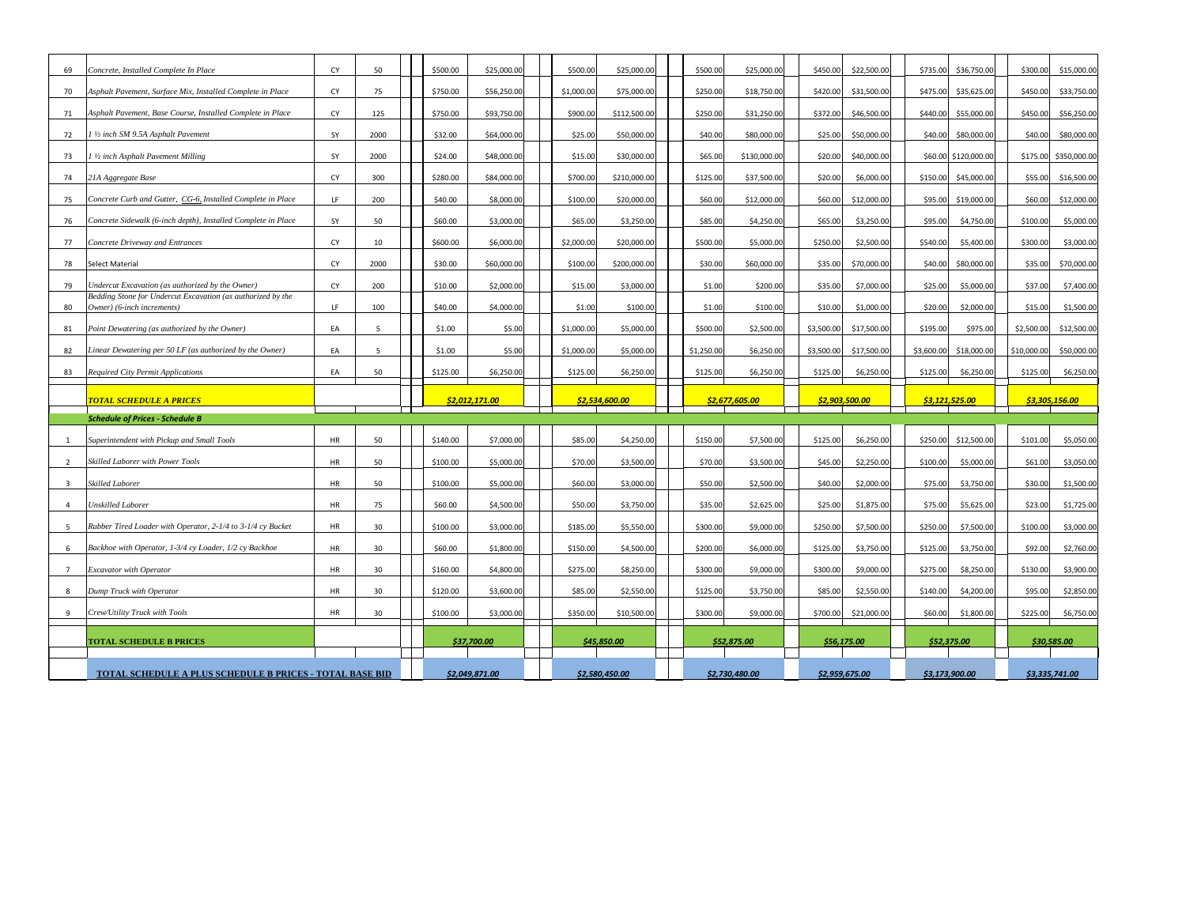| | | | | | | | | | | | | | | | |
|---|---|---|---|---|---|---|---|---|---|---|---|---|---|---|---|
| 69 | *Concrete, Installed Complete In Place* | CY | 50 | $500.00 | $25,000.00 | $500.00 | $25,000.00 | $500.00 | $25,000.00 | $450.00 | $22,500.00 | $735.00 | $36,750.00 | $300.00 | $15,000.00 |
| 70 | *Asphalt Pavement, Surface Mix, Installed Complete in Place* | CY | 75 | $750.00 | $56,250.00 | $1,000.00 | $75,000.00 | $250.00 | $18,750.00 | $420.00 | $31,500.00 | $475.00 | $35,625.00 | $450.00 | $33,750.00 |
| 71 | *Asphalt Pavement, Base Course, Installed Complete in Place* | CY | 125 | $750.00 | $93,750.00 | $900.00 | $112,500.00 | $250.00 | $31,250.00 | $372.00 | $46,500.00 | $440.00 | $55,000.00 | $450.00 | $56,250.00 |
| 72 | *1 ½ inch SM 9.5A Asphalt Pavement* | SY | 2000 | $32.00 | $64,000.00 | $25.00 | $50,000.00 | $40.00 | $80,000.00 | $25.00 | $50,000.00 | $40.00 | $80,000.00 | $40.00 | $80,000.00 |
| 73 | *1 ½ inch Asphalt Pavement Milling* | SY | 2000 | $24.00 | $48,000.00 | $15.00 | $30,000.00 | $65.00 | $130,000.00 | $20.00 | $40,000.00 | $60.00 | $120,000.00 | $175.00 | $350,000.00 |
| 74 | *21A Aggregate Base* | CY | 300 | $280.00 | $84,000.00 | $700.00 | $210,000.00 | $125.00 | $37,500.00 | $20.00 | $6,000.00 | $150.00 | $45,000.00 | $55.00 | $16,500.00 |
| 75 | *Concrete Curb and Gutter, CG-6, Installed Complete in Place* | LF | 200 | $40.00 | $8,000.00 | $100.00 | $20,000.00 | $60.00 | $12,000.00 | $60.00 | $12,000.00 | $95.00 | $19,000.00 | $60.00 | $12,000.00 |
| 76 | *Concrete Sidewalk (6-inch depth), Installed Complete in Place* | SY | 50 | $60.00 | $3,000.00 | $65.00 | $3,250.00 | $85.00 | $4,250.00 | $65.00 | $3,250.00 | $95.00 | $4,750.00 | $100.00 | $5,000.00 |
| 77 | *Concrete Driveway and Entrances* | CY | 10 | $600.00 | $6,000.00 | $2,000.00 | $20,000.00 | $500.00 | $5,000.00 | $250.00 | $2,500.00 | $540.00 | $5,400.00 | $300.00 | $3,000.00 |
| 78 | Select Material | CY | 2000 | $30.00 | $60,000.00 | $100.00 | $200,000.00 | $30.00 | $60,000.00 | $35.00 | $70,000.00 | $40.00 | $80,000.00 | $35.00 | $70,000.00 |
| 79 | *Undercut Excavation (as authorized by the Owner)* | CY | 200 | $10.00 | $2,000.00 | $15.00 | $3,000.00 | $1.00 | $200.00 | $35.00 | $7,000.00 | $25.00 | $5,000.00 | $37.00 | $7,400.00 |
| 80 | *Bedding Stone for Undercut Excavation (as authorized by the Owner) (6-inch increments)* | LF | 100 | $40.00 | $4,000.00 | $1.00 | $100.00 | $1.00 | $100.00 | $10.00 | $1,000.00 | $20.00 | $2,000.00 | $15.00 | $1,500.00 |
| 81 | *Point Dewatering (as authorized by the Owner)* | EA | 5 | $1.00 | $5.00 | $1,000.00 | $5,000.00 | $500.00 | $2,500.00 | $3,500.00 | $17,500.00 | $195.00 | $975.00 | $2,500.00 | $12,500.00 |
| 82 | *Linear Dewatering per 50 LF (as authorized by the Owner)* | EA | 5 | $1.00 | $5.00 | $1,000.00 | $5,000.00 | $1,250.00 | $6,250.00 | $3,500.00 | $17,500.00 | $3,600.00 | $18,000.00 | $10,000.00 | $50,000.00 |
| 83 | *Required City Permit Applications* | EA | 50 | $125.00 | $6,250.00 | $125.00 | $6,250.00 | $125.00 | $6,250.00 | $125.00 | $6,250.00 | $125.00 | $6,250.00 | $125.00 | $6,250.00 |
| | ***TOTAL SCHEDULE A PRICES*** | | | *$2,012,171.00* | | *$2,534,600.00* | | *$2,677,605.00* | | *$2,903,500.00* | | *$3,121,525.00* | | *$3,305,156.00* | |
| | ***Schedule of Prices - Schedule B*** | | | | | | | | | | | | | | |
| 1 | *Superintendent with Pickup and Small Tools* | HR | 50 | $140.00 | $7,000.00 | $85.00 | $4,250.00 | $150.00 | $7,500.00 | $125.00 | $6,250.00 | $250.00 | $12,500.00 | $101.00 | $5,050.00 |
| 2 | *Skilled Laborer with Power Tools* | HR | 50 | $100.00 | $5,000.00 | $70.00 | $3,500.00 | $70.00 | $3,500.00 | $45.00 | $2,250.00 | $100.00 | $5,000.00 | $61.00 | $3,050.00 |
| 3 | *Skilled Laborer* | HR | 50 | $100.00 | $5,000.00 | $60.00 | $3,000.00 | $50.00 | $2,500.00 | $40.00 | $2,000.00 | $75.00 | $3,750.00 | $30.00 | $1,500.00 |
| 4 | *Unskilled Laborer* | HR | 75 | $60.00 | $4,500.00 | $50.00 | $3,750.00 | $35.00 | $2,625.00 | $25.00 | $1,875.00 | $75.00 | $5,625.00 | $23.00 | $1,725.00 |
| 5 | *Rubber Tired Loader with Operator, 2-1/4 to 3-1/4 cy Bucket* | HR | 30 | $100.00 | $3,000.00 | $185.00 | $5,550.00 | $300.00 | $9,000.00 | $250.00 | $7,500.00 | $250.00 | $7,500.00 | $100.00 | $3,000.00 |
| 6 | *Backhoe with Operator, 1-3/4 cy Loader, 1/2 cy Backhoe* | HR | 30 | $60.00 | $1,800.00 | $150.00 | $4,500.00 | $200.00 | $6,000.00 | $125.00 | $3,750.00 | $125.00 | $3,750.00 | $92.00 | $2,760.00 |
| 7 | *Excavator with Operator* | HR | 30 | $160.00 | $4,800.00 | $275.00 | $8,250.00 | $300.00 | $9,000.00 | $300.00 | $9,000.00 | $275.00 | $8,250.00 | $130.00 | $3,900.00 |
| 8 | *Dump Truck with Operator* | HR | 30 | $120.00 | $3,600.00 | $85.00 | $2,550.00 | $125.00 | $3,750.00 | $85.00 | $2,550.00 | $140.00 | $4,200.00 | $95.00 | $2,850.00 |
| 9 | *Crew/Utility Truck with Tools* | HR | 30 | $100.00 | $3,000.00 | $350.00 | $10,500.00 | $300.00 | $9,000.00 | $700.00 | $21,000.00 | $60.00 | $1,800.00 | $225.00 | $6,750.00 |
| | **TOTAL SCHEDULE B PRICES** | | | *$37,700.00* | | *$45,850.00* | | *$52,875.00* | | *$56,175.00* | | *$52,375.00* | | *$30,585.00* | |
| | **TOTAL SCHEDULE A PLUS SCHEDULE B PRICES - TOTAL BASE BID** | | | *$2,049,871.00* | | *$2,580,450.00* | | *$2,730,480.00* | | *$2,959,675.00* | | *$3,173,900.00* | | *$3,335,741.00* | |